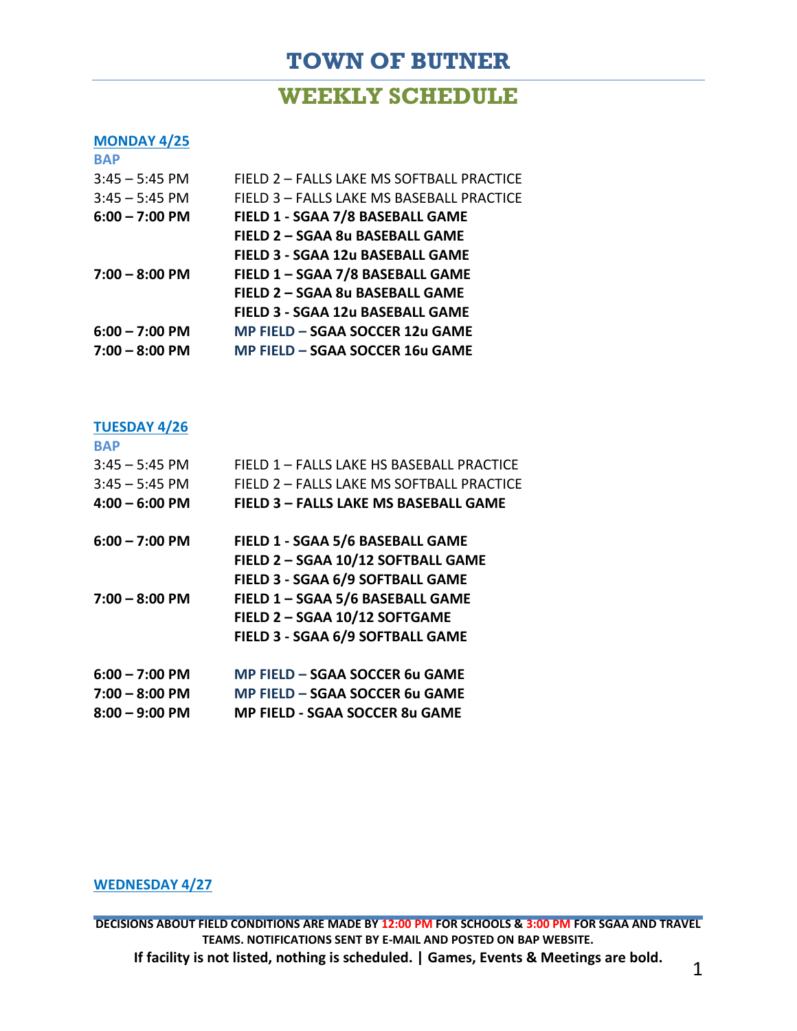# TOWN OF BUTNER

## WEEKLY SCHEDULE

**MONDAY 4/25**

**BAP**

| | |
|---|---|
| 3:45 – 5:45 PM | FIELD 2 – FALLS LAKE MS SOFTBALL PRACTICE |
| 3:45 – 5:45 PM | FIELD 3 – FALLS LAKE MS BASEBALL PRACTICE |
| **6:00 – 7:00 PM** | **FIELD 1 - SGAA 7/8 BASEBALL GAME** |
| | **FIELD 2 – SGAA 8u BASEBALL GAME** |
| | **FIELD 3 - SGAA 12u BASEBALL GAME** |
| **7:00 – 8:00 PM** | **FIELD 1 – SGAA 7/8 BASEBALL GAME** |
| | **FIELD 2 – SGAA 8u BASEBALL GAME** |
| | **FIELD 3 - SGAA 12u BASEBALL GAME** |
| **6:00 – 7:00 PM** | **MP FIELD – SGAA SOCCER 12u GAME** |
| **7:00 – 8:00 PM** | **MP FIELD – SGAA SOCCER 16u GAME** |

**TUESDAY 4/26**

**BAP**

| | |
|---|---|
| 3:45 – 5:45 PM | FIELD 1 – FALLS LAKE HS BASEBALL PRACTICE |
| 3:45 – 5:45 PM | FIELD 2 – FALLS LAKE MS SOFTBALL PRACTICE |
| **4:00 – 6:00 PM** | **FIELD 3 – FALLS LAKE MS BASEBALL GAME** |
| **6:00 – 7:00 PM** | **FIELD 1 - SGAA 5/6 BASEBALL GAME** |
| | **FIELD 2 – SGAA 10/12 SOFTBALL GAME** |
| | **FIELD 3 - SGAA 6/9 SOFTBALL GAME** |
| **7:00 – 8:00 PM** | **FIELD 1 – SGAA 5/6 BASEBALL GAME** |
| | **FIELD 2 – SGAA 10/12 SOFTGAME** |
| | **FIELD 3 - SGAA 6/9 SOFTBALL GAME** |
| **6:00 – 7:00 PM** | **MP FIELD – SGAA SOCCER 6u GAME** |
| **7:00 – 8:00 PM** | **MP FIELD – SGAA SOCCER 6u GAME** |
| **8:00 – 9:00 PM** | **MP FIELD - SGAA SOCCER 8u GAME** |

**WEDNESDAY 4/27**

**DECISIONS ABOUT FIELD CONDITIONS ARE MADE BY 12:00 PM FOR SCHOOLS & 3:00 PM FOR SGAA AND TRAVEL TEAMS. NOTIFICATIONS SENT BY E-MAIL AND POSTED ON BAP WEBSITE.**

**If facility is not listed, nothing is scheduled. | Games, Events & Meetings are bold.**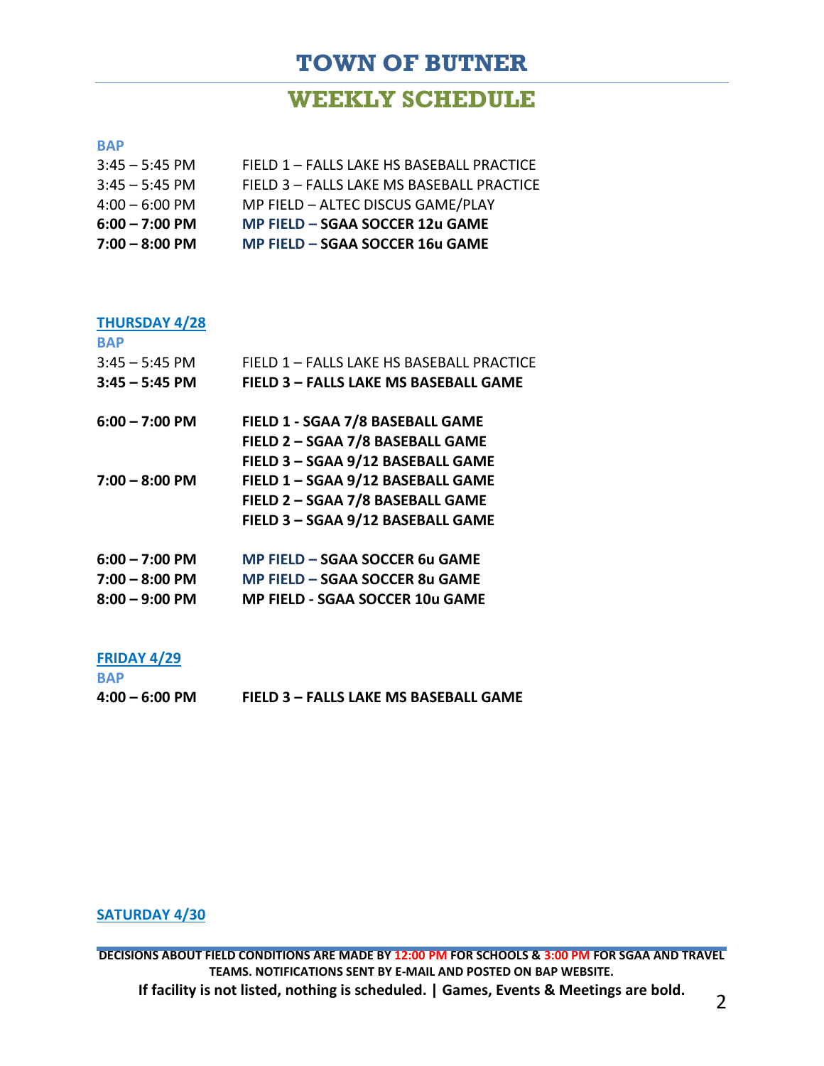# TOWN OF BUTNER

## WEEKLY SCHEDULE

**BAP**

3:45 – 5:45 PM FIELD 1 – FALLS LAKE HS BASEBALL PRACTICE
3:45 – 5:45 PM FIELD 3 – FALLS LAKE MS BASEBALL PRACTICE
4:00 – 6:00 PM MP FIELD – ALTEC DISCUS GAME/PLAY
**6:00 – 7:00 PM MP FIELD – SGAA SOCCER 12u GAME**
**7:00 – 8:00 PM MP FIELD – SGAA SOCCER 16u GAME**

**THURSDAY 4/28**

**BAP**

3:45 – 5:45 PM FIELD 1 – FALLS LAKE HS BASEBALL PRACTICE
**3:45 – 5:45 PM FIELD 3 – FALLS LAKE MS BASEBALL GAME**

**6:00 – 7:00 PM FIELD 1 - SGAA 7/8 BASEBALL GAME**
**FIELD 2 – SGAA 7/8 BASEBALL GAME**
**FIELD 3 – SGAA 9/12 BASEBALL GAME**
**7:00 – 8:00 PM FIELD 1 – SGAA 9/12 BASEBALL GAME**
**FIELD 2 – SGAA 7/8 BASEBALL GAME**
**FIELD 3 – SGAA 9/12 BASEBALL GAME**

**6:00 – 7:00 PM MP FIELD – SGAA SOCCER 6u GAME**
**7:00 – 8:00 PM MP FIELD – SGAA SOCCER 8u GAME**
**8:00 – 9:00 PM MP FIELD - SGAA SOCCER 10u GAME**

**FRIDAY 4/29**

**BAP**

**4:00 – 6:00 PM FIELD 3 – FALLS LAKE MS BASEBALL GAME**

**SATURDAY 4/30**

**DECISIONS ABOUT FIELD CONDITIONS ARE MADE BY 12:00 PM FOR SCHOOLS & 3:00 PM FOR SGAA AND TRAVEL TEAMS. NOTIFICATIONS SENT BY E-MAIL AND POSTED ON BAP WEBSITE.**

**If facility is not listed, nothing is scheduled. | Games, Events & Meetings are bold.**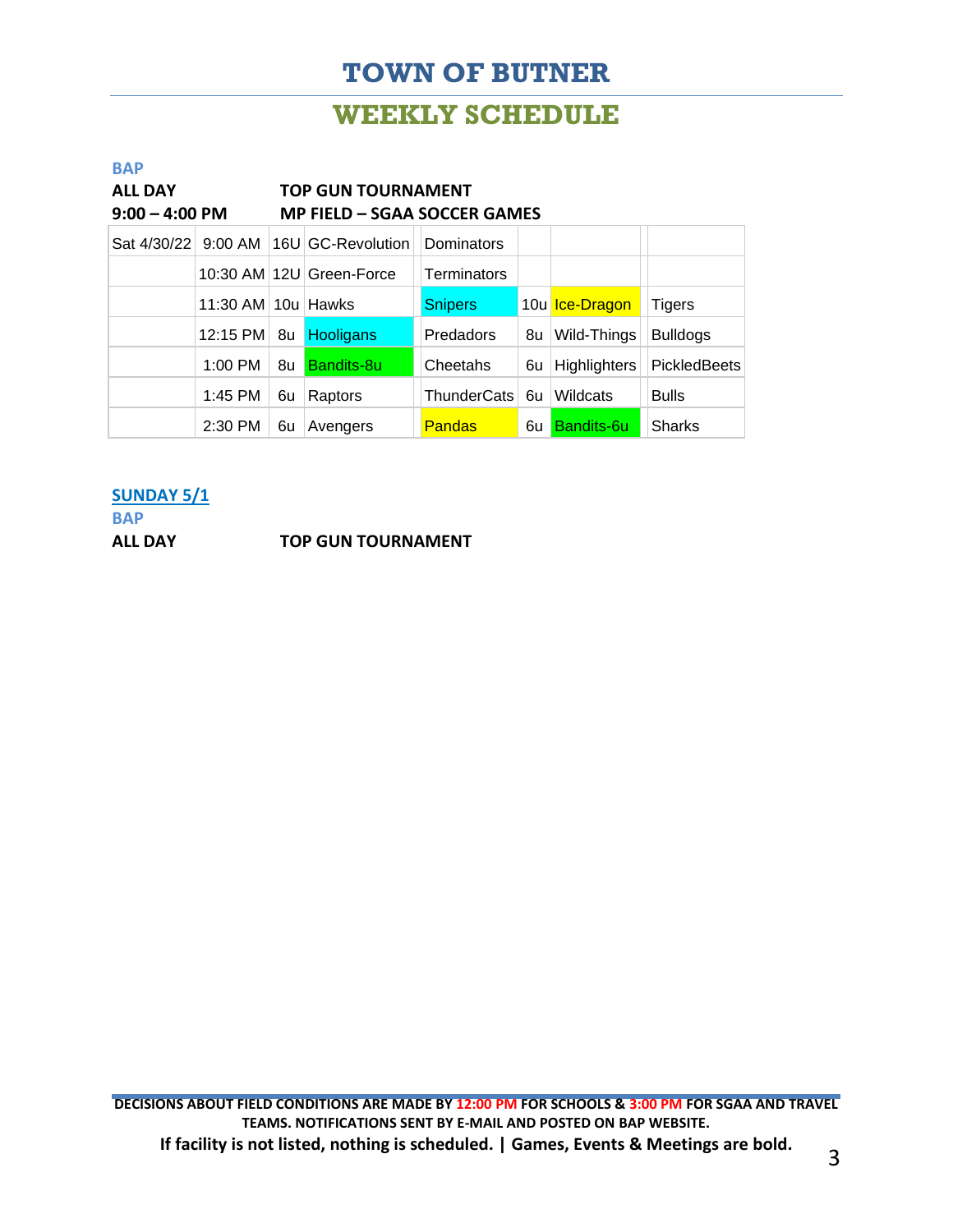# TOWN OF BUTNER

## WEEKLY SCHEDULE

**BAP**

**ALL DAY** **TOP GUN TOURNAMENT**

**9:00 – 4:00 PM** **MP FIELD – SGAA SOCCER GAMES**

| | | | | | | | |
|---|---|---|---|---|---|---|---|
| Sat 4/30/22 | 9:00 AM | 16U | GC-Revolution | Dominators | | | |
| | 10:30 AM | 12U | Green-Force | Terminators | | | |
| | 11:30 AM | 10u | Hawks | Snipers | 10u | Ice-Dragon | Tigers |
| | 12:15 PM | 8u | Hooligans | Predadors | 8u | Wild-Things | Bulldogs |
| | 1:00 PM | 8u | Bandits-8u | Cheetahs | 6u | Highlighters | PickledBeets |
| | 1:45 PM | 6u | Raptors | ThunderCats | 6u | Wildcats | Bulls |
| | 2:30 PM | 6u | Avengers | Pandas | 6u | Bandits-6u | Sharks |

**SUNDAY 5/1**

**BAP**

**ALL DAY** **TOP GUN TOURNAMENT**

**DECISIONS ABOUT FIELD CONDITIONS ARE MADE BY 12:00 PM FOR SCHOOLS & 3:00 PM FOR SGAA AND TRAVEL TEAMS. NOTIFICATIONS SENT BY E-MAIL AND POSTED ON BAP WEBSITE.**

**If facility is not listed, nothing is scheduled. | Games, Events & Meetings are bold.**